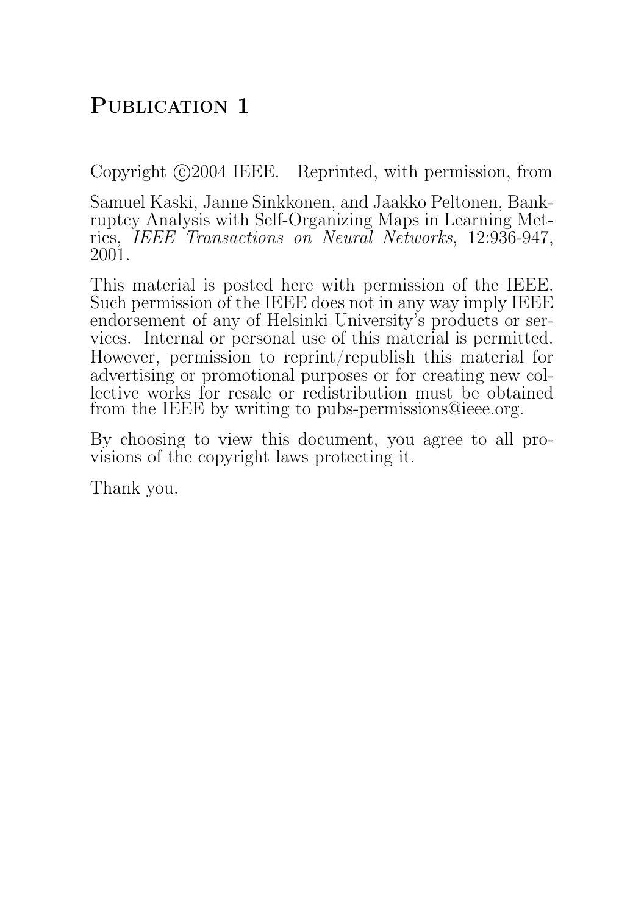# Publication 1

Copyright ©2004 IEEE. Reprinted, with permission, from

Samuel Kaski, Janne Sinkkonen, and Jaakko Peltonen, Bankruptcy Analysis with Self-Organizing Maps in Learning Metrics, *IEEE Transactions on Neural Networks*, 12:936-947, 2001.

This material is posted here with permission of the IEEE. Such permission of the IEEE does not in any way imply IEEE endorsement of any of Helsinki University's products or services. Internal or personal use of this material is permitted. However, permission to reprint/republish this material for advertising or promotional purposes or for creating new collective works for resale or redistribution must be obtained from the IEEE by writing to pubs-permissions@ieee.org.

By choosing to view this document, you agree to all provisions of the copyright laws protecting it.

Thank you.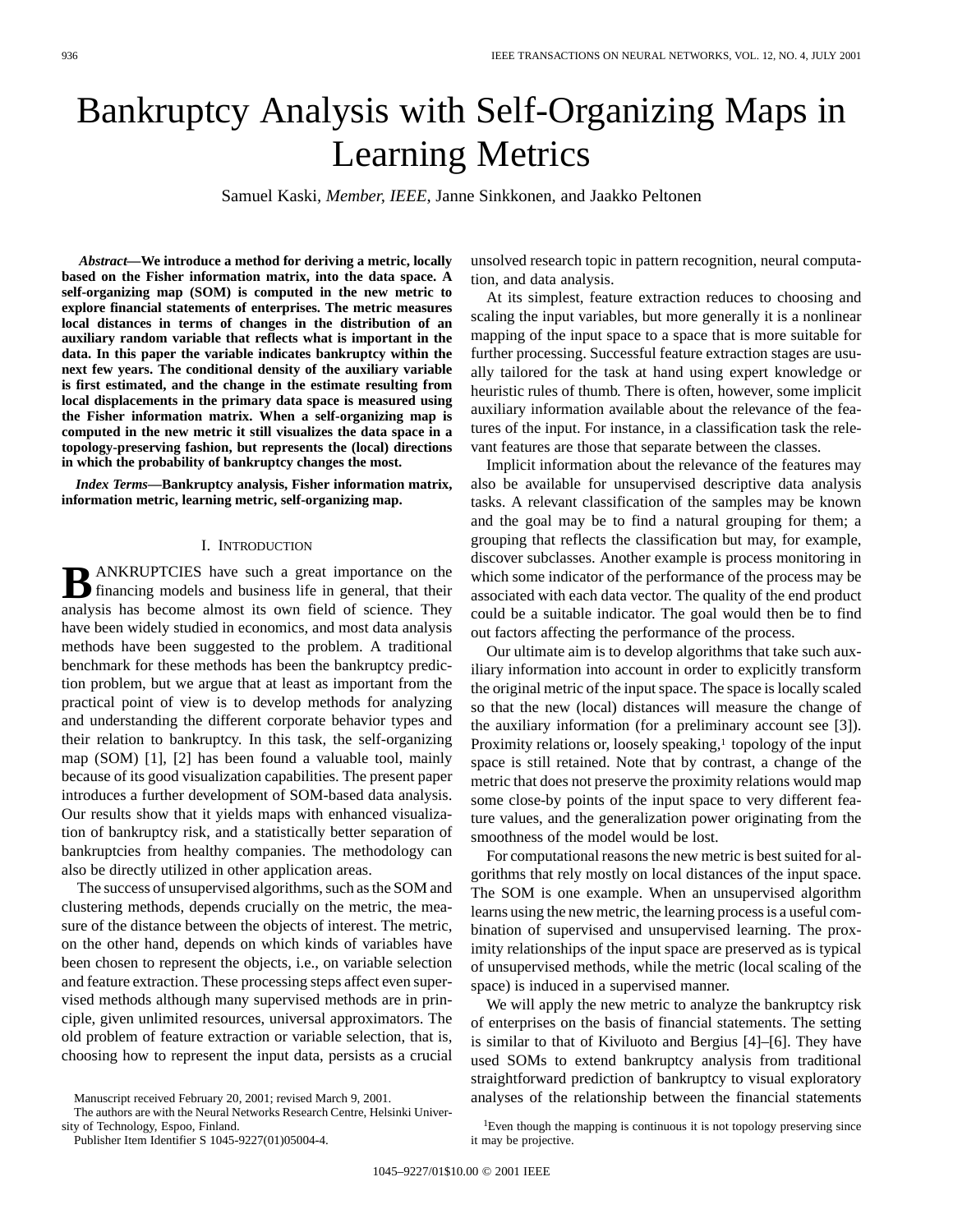# Bankruptcy Analysis with Self-Organizing Maps in Learning Metrics

Samuel Kaski, *Member, IEEE*, Janne Sinkkonen, and Jaakko Peltonen

***Abstract*—We introduce a method for deriving a metric, locally based on the Fisher information matrix, into the data space. A self-organizing map (SOM) is computed in the new metric to explore financial statements of enterprises. The metric measures local distances in terms of changes in the distribution of an auxiliary random variable that reflects what is important in the data. In this paper the variable indicates bankruptcy within the next few years. The conditional density of the auxiliary variable is first estimated, and the change in the estimate resulting from local displacements in the primary data space is measured using the Fisher information matrix. When a self-organizing map is computed in the new metric it still visualizes the data space in a topology-preserving fashion, but represents the (local) directions in which the probability of bankruptcy changes the most.**

***Index Terms*—Bankruptcy analysis, Fisher information matrix, information metric, learning metric, self-organizing map.**

## I. Introduction

Bankruptcies have such a great importance on the financing models and business life in general, that their analysis has become almost its own field of science. They have been widely studied in economics, and most data analysis methods have been suggested to the problem. A traditional benchmark for these methods has been the bankruptcy prediction problem, but we argue that at least as important from the practical point of view is to develop methods for analyzing and understanding the different corporate behavior types and their relation to bankruptcy. In this task, the self-organizing map (SOM) [1], [2] has been found a valuable tool, mainly because of its good visualization capabilities. The present paper introduces a further development of SOM-based data analysis. Our results show that it yields maps with enhanced visualization of bankruptcy risk, and a statistically better separation of bankruptcies from healthy companies. The methodology can also be directly utilized in other application areas.

The success of unsupervised algorithms, such as the SOM and clustering methods, depends crucially on the metric, the measure of the distance between the objects of interest. The metric, on the other hand, depends on which kinds of variables have been chosen to represent the objects, i.e., on variable selection and feature extraction. These processing steps affect even supervised methods although many supervised methods are in principle, given unlimited resources, universal approximators. The old problem of feature extraction or variable selection, that is, choosing how to represent the input data, persists as a crucial unsolved research topic in pattern recognition, neural computation, and data analysis.

At its simplest, feature extraction reduces to choosing and scaling the input variables, but more generally it is a nonlinear mapping of the input space to a space that is more suitable for further processing. Successful feature extraction stages are usually tailored for the task at hand using expert knowledge or heuristic rules of thumb. There is often, however, some implicit auxiliary information available about the relevance of the features of the input. For instance, in a classification task the relevant features are those that separate between the classes.

Implicit information about the relevance of the features may also be available for unsupervised descriptive data analysis tasks. A relevant classification of the samples may be known and the goal may be to find a natural grouping for them; a grouping that reflects the classification but may, for example, discover subclasses. Another example is process monitoring in which some indicator of the performance of the process may be associated with each data vector. The quality of the end product could be a suitable indicator. The goal would then be to find out factors affecting the performance of the process.

Our ultimate aim is to develop algorithms that take such auxiliary information into account in order to explicitly transform the original metric of the input space. The space is locally scaled so that the new (local) distances will measure the change of the auxiliary information (for a preliminary account see [3]). Proximity relations or, loosely speaking,[1] topology of the input space is still retained. Note that by contrast, a change of the metric that does not preserve the proximity relations would map some close-by points of the input space to very different feature values, and the generalization power originating from the smoothness of the model would be lost.

For computational reasons the new metric is best suited for algorithms that rely mostly on local distances of the input space. The SOM is one example. When an unsupervised algorithm learns using the new metric, the learning process is a useful combination of supervised and unsupervised learning. The proximity relationships of the input space are preserved as is typical of unsupervised methods, while the metric (local scaling of the space) is induced in a supervised manner.

We will apply the new metric to analyze the bankruptcy risk of enterprises on the basis of financial statements. The setting is similar to that of Kiviluoto and Bergius [4]–[6]. They have used SOMs to extend bankruptcy analysis from traditional straightforward prediction of bankruptcy to visual exploratory analyses of the relationship between the financial statements

[1] Even though the mapping is continuous it is not topology preserving since it may be projective.

Manuscript received February 20, 2001; revised March 9, 2001.

The authors are with the Neural Networks Research Centre, Helsinki University of Technology, Espoo, Finland.

Publisher Item Identifier S 1045-9227(01)05004-4.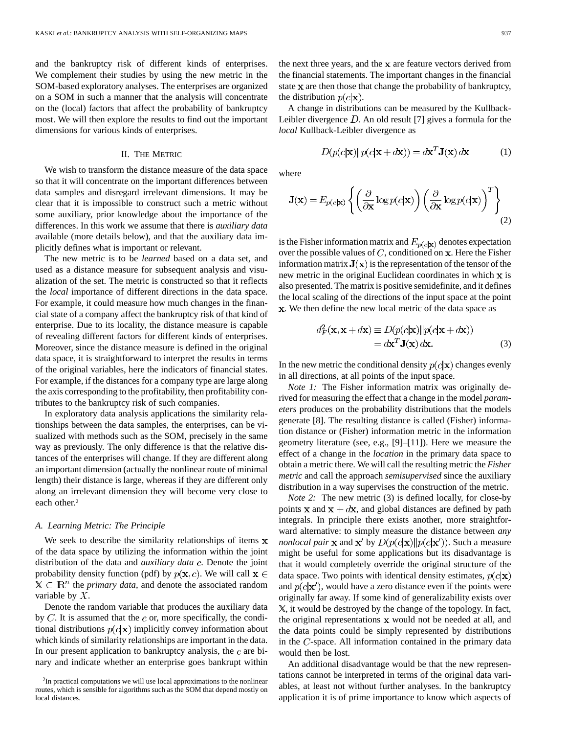and the bankruptcy risk of different kinds of enterprises. We complement their studies by using the new metric in the SOM-based exploratory analyses. The enterprises are organized on a SOM in such a manner that the analysis will concentrate on the (local) factors that affect the probability of bankruptcy most. We will then explore the results to find out the important dimensions for various kinds of enterprises.

## II. The Metric

We wish to transform the distance measure of the data space so that it will concentrate on the important differences between data samples and disregard irrelevant dimensions. It may be clear that it is impossible to construct such a metric without some auxiliary, prior knowledge about the importance of the differences. In this work we assume that there is *auxiliary data* available (more details below), and that the auxiliary data implicitly defines what is important or relevant.

The new metric is to be *learned* based on a data set, and used as a distance measure for subsequent analysis and visualization of the set. The metric is constructed so that it reflects the *local* importance of different directions in the data space. For example, it could measure how much changes in the financial state of a company affect the bankruptcy risk of that kind of enterprise. Due to its locality, the distance measure is capable of revealing different factors for different kinds of enterprises. Moreover, since the distance measure is defined in the original data space, it is straightforward to interpret the results in terms of the original variables, here the indicators of financial states. For example, if the distances for a company type are large along the axis corresponding to the profitability, then profitability contributes to the bankruptcy risk of such companies.

In exploratory data analysis applications the similarity relationships between the data samples, the enterprises, can be visualized with methods such as the SOM, precisely in the same way as previously. The only difference is that the relative distances of the enterprises will change. If they are different along an important dimension (actually the nonlinear route of minimal length) their distance is large, whereas if they are different only along an irrelevant dimension they will become very close to each other.[2]

### A. Learning Metric: The Principle

We seek to describe the similarity relationships of items $\mathbf{x}$ of the data space by utilizing the information within the joint distribution of the data and *auxiliary data* $c$. Denote the joint probability density function (pdf) by $p(\mathbf{x}, c)$. We will call $\mathbf{x} \in \mathbb{X} \subset \mathbb{R}^n$ the *primary data*, and denote the associated random variable by $X$.

Denote the random variable that produces the auxiliary data by $C$. It is assumed that the $c$ or, more specifically, the conditional distributions $p(c|\mathbf{x})$ implicitly convey information about which kinds of similarity relationships are important in the data. In our present application to bankruptcy analysis, the $c$ are binary and indicate whether an enterprise goes bankrupt within the next three years, and the $\mathbf{x}$ are feature vectors derived from the financial statements. The important changes in the financial state $\mathbf{x}$ are then those that change the probability of bankruptcy, the distribution $p(c|\mathbf{x})$.

A change in distributions can be measured by the Kullback-Leibler divergence $D$. An old result [7] gives a formula for the *local* Kullback-Leibler divergence as

$$D(p(c|\mathbf{x}) \| p(c|\mathbf{x} + d\mathbf{x})) = d\mathbf{x}^T \mathbf{J}(\mathbf{x})\, d\mathbf{x} \tag{1}$$

where

$$\mathbf{J}(\mathbf{x}) = E_{p(c|\mathbf{x})} \left\{ \left( \frac{\partial}{\partial \mathbf{x}} \log p(c|\mathbf{x}) \right) \left( \frac{\partial}{\partial \mathbf{x}} \log p(c|\mathbf{x}) \right)^T \right\} \tag{2}$$

is the Fisher information matrix and $E_{p(c|\mathbf{x})}$ denotes expectation over the possible values of $C$, conditioned on $\mathbf{x}$. Here the Fisher information matrix $\mathbf{J}(\mathbf{x})$ is the representation of the tensor of the new metric in the original Euclidean coordinates in which $\mathbf{x}$ is also presented. The matrix is positive semidefinite, and it defines the local scaling of the directions of the input space at the point $\mathbf{x}$. We then define the new local metric of the data space as

$$\begin{aligned} d_F^2(\mathbf{x}, \mathbf{x} + d\mathbf{x}) &\equiv D(p(c|\mathbf{x}) \| p(c|\mathbf{x} + d\mathbf{x})) \\ &= d\mathbf{x}^T \mathbf{J}(\mathbf{x})\, d\mathbf{x}. \end{aligned} \tag{3}$$

In the new metric the conditional density $p(c|\mathbf{x})$ changes evenly in all directions, at all points of the input space.

*Note 1:* The Fisher information matrix was originally derived for measuring the effect that a change in the model *parameters* produces on the probability distributions that the models generate [8]. The resulting distance is called (Fisher) information distance or (Fisher) information metric in the information geometry literature (see, e.g., [9]–[11]). Here we measure the effect of a change in the *location* in the primary data space to obtain a metric there. We will call the resulting metric the *Fisher metric* and call the approach *semisupervised* since the auxiliary distribution in a way supervises the construction of the metric.

*Note 2:* The new metric (3) is defined locally, for close-by points $\mathbf{x}$ and $\mathbf{x} + d\mathbf{x}$, and global distances are defined by path integrals. In principle there exists another, more straightforward alternative: to simply measure the distance between *any nonlocal pair* $\mathbf{x}$ and $\mathbf{x}'$ by $D(p(c|\mathbf{x}) \| p(c|\mathbf{x}'))$. Such a measure might be useful for some applications but its disadvantage is that it would completely override the original structure of the data space. Two points with identical density estimates, $p(c|\mathbf{x})$ and $p(c|\mathbf{x}')$, would have a zero distance even if the points were originally far away. If some kind of generalizability exists over $\mathbb{X}$, it would be destroyed by the change of the topology. In fact, the original representations $\mathbf{x}$ would not be needed at all, and the data points could be simply represented by distributions in the $C$-space. All information contained in the primary data would then be lost.

An additional disadvantage would be that the new representations cannot be interpreted in terms of the original data variables, at least not without further analyses. In the bankruptcy application it is of prime importance to know which aspects of

[2] In practical computations we will use local approximations to the nonlinear routes, which is sensible for algorithms such as the SOM that depend mostly on local distances.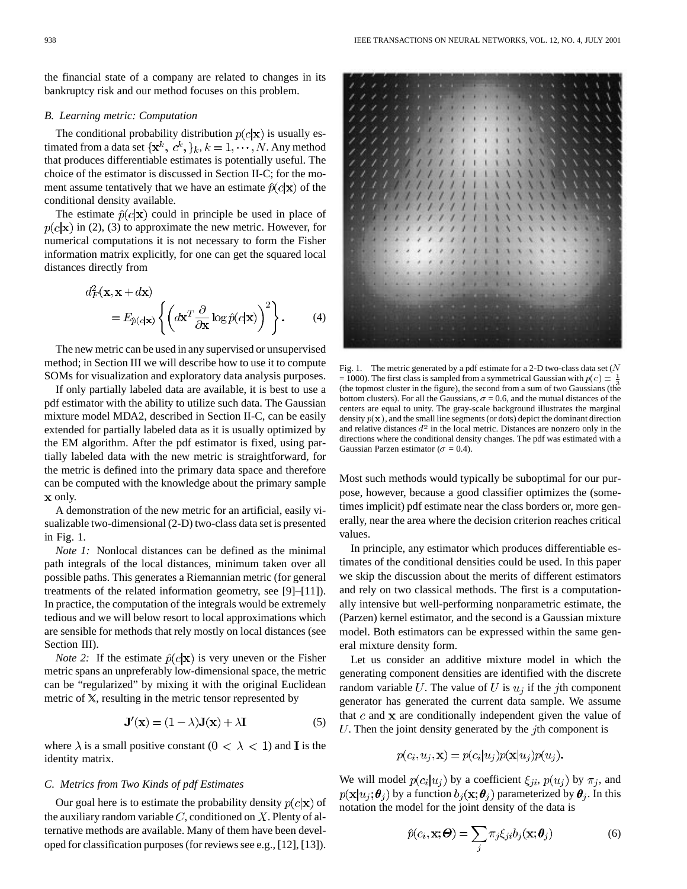the financial state of a company are related to changes in its bankruptcy risk and our method focuses on this problem.

### *B. Learning metric: Computation*

The conditional probability distribution $p(c|\mathbf{x})$ is usually estimated from a data set $\{\mathbf{x}^k, c^k, \}_k, k = 1, \cdots, N$. Any method that produces differentiable estimates is potentially useful. The choice of the estimator is discussed in Section II-C; for the moment assume tentatively that we have an estimate $\hat{p}(c|\mathbf{x})$ of the conditional density available.

The estimate $\hat{p}(c|\mathbf{x})$ could in principle be used in place of $p(c|\mathbf{x})$ in (2), (3) to approximate the new metric. However, for numerical computations it is not necessary to form the Fisher information matrix explicitly, for one can get the squared local distances directly from

$$d_F^2(\mathbf{x}, \mathbf{x} + d\mathbf{x}) = E_{\hat{p}(c|\mathbf{x})} \left\{ \left( d\mathbf{x}^T \frac{\partial}{\partial \mathbf{x}} \log \hat{p}(c|\mathbf{x}) \right)^2 \right\}. \tag{4}$$

The new metric can be used in any supervised or unsupervised method; in Section III we will describe how to use it to compute SOMs for visualization and exploratory data analysis purposes.

If only partially labeled data are available, it is best to use a pdf estimator with the ability to utilize such data. The Gaussian mixture model MDA2, described in Section II-C, can be easily extended for partially labeled data as it is usually optimized by the EM algorithm. After the pdf estimator is fixed, using partially labeled data with the new metric is straightforward, for the metric is defined into the primary data space and therefore can be computed with the knowledge about the primary sample $\mathbf{x}$ only.

A demonstration of the new metric for an artificial, easily visualizable two-dimensional (2-D) two-class data set is presented in Fig. 1.

*Note 1:* Nonlocal distances can be defined as the minimal path integrals of the local distances, minimum taken over all possible paths. This generates a Riemannian metric (for general treatments of the related information geometry, see [9]–[11]). In practice, the computation of the integrals would be extremely tedious and we will below resort to local approximations which are sensible for methods that rely mostly on local distances (see Section III).

*Note 2:* If the estimate $\hat{p}(c|\mathbf{x})$ is very uneven or the Fisher metric spans an unpreferably low-dimensional space, the metric can be "regularized" by mixing it with the original Euclidean metric of $\mathbb{X}$, resulting in the metric tensor represented by

$$\mathbf{J}'(\mathbf{x}) = (1 - \lambda)\mathbf{J}(\mathbf{x}) + \lambda \mathbf{I} \tag{5}$$

where $\lambda$ is a small positive constant ($0 < \lambda < 1$) and $\mathbf{I}$ is the identity matrix.

### *C. Metrics from Two Kinds of pdf Estimates*

Our goal here is to estimate the probability density $p(c|\mathbf{x})$ of the auxiliary random variable $C$, conditioned on $X$. Plenty of alternative methods are available. Many of them have been developed for classification purposes (for reviews see e.g., [12], [13]).

Fig. 1. The metric generated by a pdf estimate for a 2-D two-class data set ($N$ = 1000). The first class is sampled from a symmetrical Gaussian with $p(c) = \frac{1}{3}$ (the topmost cluster in the figure), the second from a sum of two Gaussians (the bottom clusters). For all the Gaussians, $\sigma$ = 0.6, and the mutual distances of the centers are equal to unity. The gray-scale background illustrates the marginal density $p(\mathbf{x})$, and the small line segments (or dots) depict the dominant direction and relative distances $d^2$ in the local metric. Distances are nonzero only in the directions where the conditional density changes. The pdf was estimated with a Gaussian Parzen estimator ($\sigma$ = 0.4).

Most such methods would typically be suboptimal for our purpose, however, because a good classifier optimizes the (sometimes implicit) pdf estimate near the class borders or, more generally, near the area where the decision criterion reaches critical values.

In principle, any estimator which produces differentiable estimates of the conditional densities could be used. In this paper we skip the discussion about the merits of different estimators and rely on two classical methods. The first is a computationally intensive but well-performing nonparametric estimate, the (Parzen) kernel estimator, and the second is a Gaussian mixture model. Both estimators can be expressed within the same general mixture density form.

Let us consider an additive mixture model in which the generating component densities are identified with the discrete random variable $U$. The value of $U$ is $u_j$ if the $j$th component generator has generated the current data sample. We assume that $c$ and $\mathbf{x}$ are conditionally independent given the value of $U$. Then the joint density generated by the $j$th component is

$$p(c_i, u_j, \mathbf{x}) = p(c_i|u_j)p(\mathbf{x}|u_j)p(u_j).$$

We will model $p(c_i|u_j)$ by a coefficient $\xi_{ji}$, $p(u_j)$ by $\pi_j$, and $p(\mathbf{x}|u_j; \boldsymbol{\theta}_j)$ by a function $b_j(\mathbf{x}; \boldsymbol{\theta}_j)$ parameterized by $\boldsymbol{\theta}_j$. In this notation the model for the joint density of the data is

$$\hat{p}(c_i, \mathbf{x}; \boldsymbol{\Theta}) = \sum_j \pi_j \xi_{ji} b_j(\mathbf{x}; \boldsymbol{\theta}_j) \tag{6}$$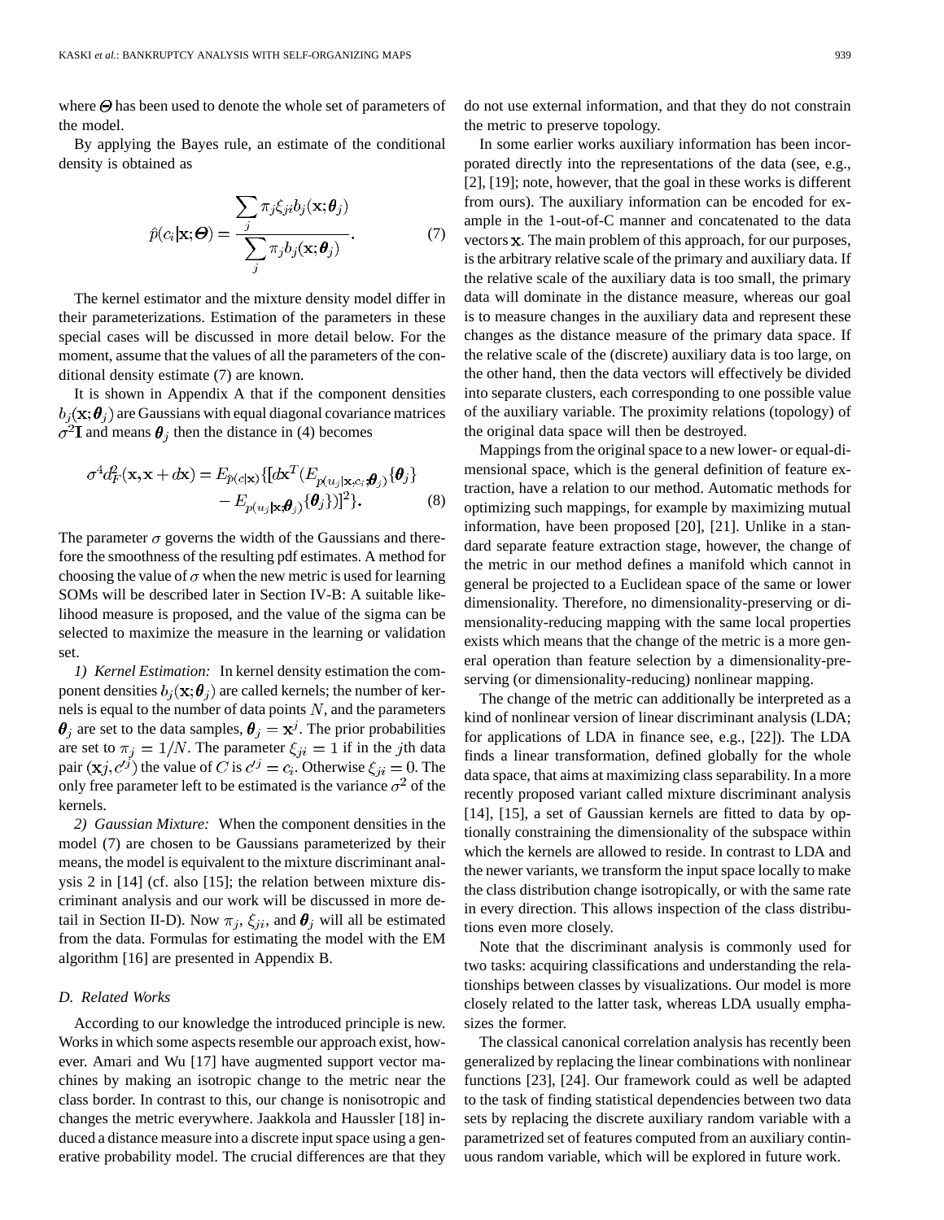where $\Theta$ has been used to denote the whole set of parameters of the model.

By applying the Bayes rule, an estimate of the conditional density is obtained as

$$\hat{p}(c_i|\mathbf{x};\Theta) = \frac{\sum_j \pi_j \xi_{ji} b_j(\mathbf{x};\boldsymbol{\theta}_j)}{\sum_j \pi_j b_j(\mathbf{x};\boldsymbol{\theta}_j)}. \tag{7}$$

The kernel estimator and the mixture density model differ in their parameterizations. Estimation of the parameters in these special cases will be discussed in more detail below. For the moment, assume that the values of all the parameters of the conditional density estimate (7) are known.

It is shown in Appendix A that if the component densities $b_j(\mathbf{x};\boldsymbol{\theta}_j)$ are Gaussians with equal diagonal covariance matrices $\sigma^2\mathbf{I}$ and means $\boldsymbol{\theta}_j$ then the distance in (4) becomes

$$\sigma^4 d_F^2(\mathbf{x}, \mathbf{x}+d\mathbf{x}) = E_{\hat{p}(c|\mathbf{x})}\{[d\mathbf{x}^T(E_{p(u_j|\mathbf{x},c_i;\boldsymbol{\theta}_j)}\{\boldsymbol{\theta}_j\} - E_{p(u_j|\mathbf{x};\boldsymbol{\theta}_j)}\{\boldsymbol{\theta}_j\})]^2\}. \tag{8}$$

The parameter $\sigma$ governs the width of the Gaussians and therefore the smoothness of the resulting pdf estimates. A method for choosing the value of $\sigma$ when the new metric is used for learning SOMs will be described later in Section IV-B: A suitable likelihood measure is proposed, and the value of the sigma can be selected to maximize the measure in the learning or validation set.

*1) Kernel Estimation:* In kernel density estimation the component densities $b_j(\mathbf{x};\boldsymbol{\theta}_j)$ are called kernels; the number of kernels is equal to the number of data points $N$, and the parameters $\boldsymbol{\theta}_j$ are set to the data samples, $\boldsymbol{\theta}_j = \mathbf{x}^j$. The prior probabilities are set to $\pi_j = 1/N$. The parameter $\xi_{ji} = 1$ if in the $j$th data pair $(\mathbf{x}j, c^{\prime j})$ the value of $C$ is $c^{\prime j} = c_i$. Otherwise $\xi_{ji} = 0$. The only free parameter left to be estimated is the variance $\sigma^2$ of the kernels.

*2) Gaussian Mixture:* When the component densities in the model (7) are chosen to be Gaussians parameterized by their means, the model is equivalent to the mixture discriminant analysis 2 in [14] (cf. also [15]; the relation between mixture discriminant analysis and our work will be discussed in more detail in Section II-D). Now $\pi_j$, $\xi_{ji}$, and $\boldsymbol{\theta}_j$ will all be estimated from the data. Formulas for estimating the model with the EM algorithm [16] are presented in Appendix B.

### *D. Related Works*

According to our knowledge the introduced principle is new. Works in which some aspects resemble our approach exist, however. Amari and Wu [17] have augmented support vector machines by making an isotropic change to the metric near the class border. In contrast to this, our change is nonisotropic and changes the metric everywhere. Jaakkola and Haussler [18] induced a distance measure into a discrete input space using a generative probability model. The crucial differences are that they do not use external information, and that they do not constrain the metric to preserve topology.

In some earlier works auxiliary information has been incorporated directly into the representations of the data (see, e.g., [2], [19]; note, however, that the goal in these works is different from ours). The auxiliary information can be encoded for example in the 1-out-of-C manner and concatenated to the data vectors $\mathbf{x}$. The main problem of this approach, for our purposes, is the arbitrary relative scale of the primary and auxiliary data. If the relative scale of the auxiliary data is too small, the primary data will dominate in the distance measure, whereas our goal is to measure changes in the auxiliary data and represent these changes as the distance measure of the primary data space. If the relative scale of the (discrete) auxiliary data is too large, on the other hand, then the data vectors will effectively be divided into separate clusters, each corresponding to one possible value of the auxiliary variable. The proximity relations (topology) of the original data space will then be destroyed.

Mappings from the original space to a new lower- or equal-dimensional space, which is the general definition of feature extraction, have a relation to our method. Automatic methods for optimizing such mappings, for example by maximizing mutual information, have been proposed [20], [21]. Unlike in a standard separate feature extraction stage, however, the change of the metric in our method defines a manifold which cannot in general be projected to a Euclidean space of the same or lower dimensionality. Therefore, no dimensionality-preserving or dimensionality-reducing mapping with the same local properties exists which means that the change of the metric is a more general operation than feature selection by a dimensionality-preserving (or dimensionality-reducing) nonlinear mapping.

The change of the metric can additionally be interpreted as a kind of nonlinear version of linear discriminant analysis (LDA; for applications of LDA in finance see, e.g., [22]). The LDA finds a linear transformation, defined globally for the whole data space, that aims at maximizing class separability. In a more recently proposed variant called mixture discriminant analysis [14], [15], a set of Gaussian kernels are fitted to data by optionally constraining the dimensionality of the subspace within which the kernels are allowed to reside. In contrast to LDA and the newer variants, we transform the input space locally to make the class distribution change isotropically, or with the same rate in every direction. This allows inspection of the class distributions even more closely.

Note that the discriminant analysis is commonly used for two tasks: acquiring classifications and understanding the relationships between classes by visualizations. Our model is more closely related to the latter task, whereas LDA usually emphasizes the former.

The classical canonical correlation analysis has recently been generalized by replacing the linear combinations with nonlinear functions [23], [24]. Our framework could as well be adapted to the task of finding statistical dependencies between two data sets by replacing the discrete auxiliary random variable with a parametrized set of features computed from an auxiliary continuous random variable, which will be explored in future work.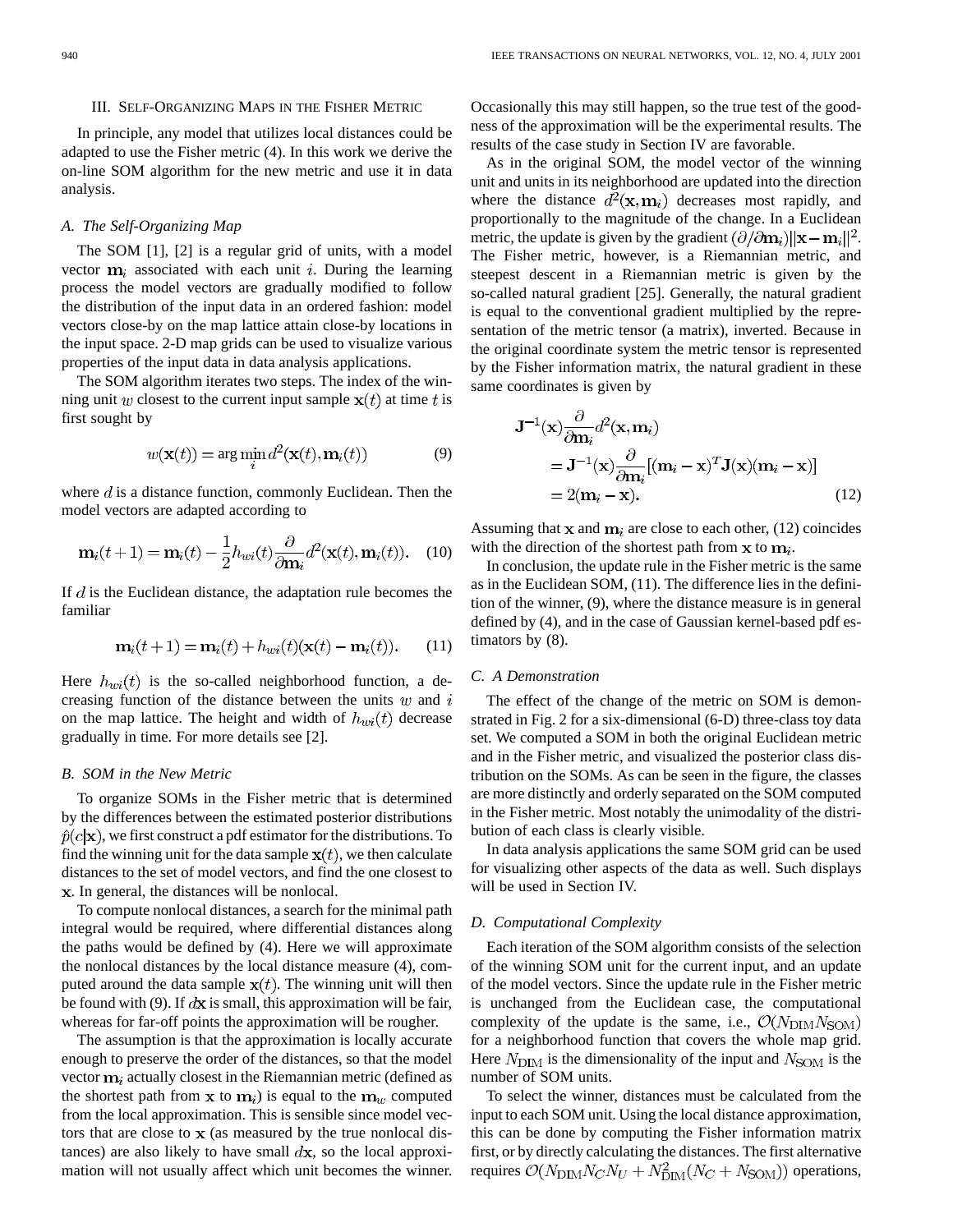## III. Self-Organizing Maps in the Fisher Metric

In principle, any model that utilizes local distances could be adapted to use the Fisher metric (4). In this work we derive the on-line SOM algorithm for the new metric and use it in data analysis.

### A. The Self-Organizing Map

The SOM [1], [2] is a regular grid of units, with a model vector $\mathbf{m}_i$ associated with each unit $i$. During the learning process the model vectors are gradually modified to follow the distribution of the input data in an ordered fashion: model vectors close-by on the map lattice attain close-by locations in the input space. 2-D map grids can be used to visualize various properties of the input data in data analysis applications.

The SOM algorithm iterates two steps. The index of the winning unit $w$ closest to the current input sample $\mathbf{x}(t)$ at time $t$ is first sought by

$$w(\mathbf{x}(t)) = \arg\min_i d^2(\mathbf{x}(t), \mathbf{m}_i(t)) \tag{9}$$

where $d$ is a distance function, commonly Euclidean. Then the model vectors are adapted according to

$$\mathbf{m}_i(t+1) = \mathbf{m}_i(t) - \frac{1}{2} h_{wi}(t) \frac{\partial}{\partial \mathbf{m}_i} d^2(\mathbf{x}(t), \mathbf{m}_i(t)). \tag{10}$$

If $d$ is the Euclidean distance, the adaptation rule becomes the familiar

$$\mathbf{m}_i(t+1) = \mathbf{m}_i(t) + h_{wi}(t)(\mathbf{x}(t) - \mathbf{m}_i(t)). \tag{11}$$

Here $h_{wi}(t)$ is the so-called neighborhood function, a decreasing function of the distance between the units $w$ and $i$ on the map lattice. The height and width of $h_{wi}(t)$ decrease gradually in time. For more details see [2].

### B. SOM in the New Metric

To organize SOMs in the Fisher metric that is determined by the differences between the estimated posterior distributions $\hat{p}(c|\mathbf{x})$, we first construct a pdf estimator for the distributions. To find the winning unit for the data sample $\mathbf{x}(t)$, we then calculate distances to the set of model vectors, and find the one closest to $\mathbf{x}$. In general, the distances will be nonlocal.

To compute nonlocal distances, a search for the minimal path integral would be required, where differential distances along the paths would be defined by (4). Here we will approximate the nonlocal distances by the local distance measure (4), computed around the data sample $\mathbf{x}(t)$. The winning unit will then be found with (9). If $d\mathbf{x}$ is small, this approximation will be fair, whereas for far-off points the approximation will be rougher.

The assumption is that the approximation is locally accurate enough to preserve the order of the distances, so that the model vector $\mathbf{m}_i$ actually closest in the Riemannian metric (defined as the shortest path from $\mathbf{x}$ to $\mathbf{m}_i$) is equal to the $\mathbf{m}_w$ computed from the local approximation. This is sensible since model vectors that are close to $\mathbf{x}$ (as measured by the true nonlocal distances) are also likely to have small $d\mathbf{x}$, so the local approximation will not usually affect which unit becomes the winner. Occasionally this may still happen, so the true test of the goodness of the approximation will be the experimental results. The results of the case study in Section IV are favorable.

As in the original SOM, the model vector of the winning unit and units in its neighborhood are updated into the direction where the distance $d^2(\mathbf{x}, \mathbf{m}_i)$ decreases most rapidly, and proportionally to the magnitude of the change. In a Euclidean metric, the update is given by the gradient $(\partial/\partial \mathbf{m}_i)\|\mathbf{x} - \mathbf{m}_i\|^2$. The Fisher metric, however, is a Riemannian metric, and steepest descent in a Riemannian metric is given by the so-called natural gradient [25]. Generally, the natural gradient is equal to the conventional gradient multiplied by the representation of the metric tensor (a matrix), inverted. Because in the original coordinate system the metric tensor is represented by the Fisher information matrix, the natural gradient in these same coordinates is given by

$$\begin{aligned}
\mathbf{J}^{-1}(\mathbf{x}) & \frac{\partial}{\partial \mathbf{m}_i} d^2(\mathbf{x}, \mathbf{m}_i) \\
&= \mathbf{J}^{-1}(\mathbf{x}) \frac{\partial}{\partial \mathbf{m}_i} [(\mathbf{m}_i - \mathbf{x})^T \mathbf{J}(\mathbf{x})(\mathbf{m}_i - \mathbf{x})] \\
&= 2(\mathbf{m}_i - \mathbf{x}).
\end{aligned} \tag{12}$$

Assuming that $\mathbf{x}$ and $\mathbf{m}_i$ are close to each other, (12) coincides with the direction of the shortest path from $\mathbf{x}$ to $\mathbf{m}_i$.

In conclusion, the update rule in the Fisher metric is the same as in the Euclidean SOM, (11). The difference lies in the definition of the winner, (9), where the distance measure is in general defined by (4), and in the case of Gaussian kernel-based pdf estimators by (8).

### C. A Demonstration

The effect of the change of the metric on SOM is demonstrated in Fig. 2 for a six-dimensional (6-D) three-class toy data set. We computed a SOM in both the original Euclidean metric and in the Fisher metric, and visualized the posterior class distribution on the SOMs. As can be seen in the figure, the classes are more distinctly and orderly separated on the SOM computed in the Fisher metric. Most notably the unimodality of the distribution of each class is clearly visible.

In data analysis applications the same SOM grid can be used for visualizing other aspects of the data as well. Such displays will be used in Section IV.

### D. Computational Complexity

Each iteration of the SOM algorithm consists of the selection of the winning SOM unit for the current input, and an update of the model vectors. Since the update rule in the Fisher metric is unchanged from the Euclidean case, the computational complexity of the update is the same, i.e., $\mathcal{O}(N_{\mathrm{DIM}} N_{\mathrm{SOM}})$ for a neighborhood function that covers the whole map grid. Here $N_{\mathrm{DIM}}$ is the dimensionality of the input and $N_{\mathrm{SOM}}$ is the number of SOM units.

To select the winner, distances must be calculated from the input to each SOM unit. Using the local distance approximation, this can be done by computing the Fisher information matrix first, or by directly calculating the distances. The first alternative requires $\mathcal{O}(N_{\mathrm{DIM}} N_C N_U + N_{\mathrm{DIM}}^2 (N_C + N_{\mathrm{SOM}}))$ operations,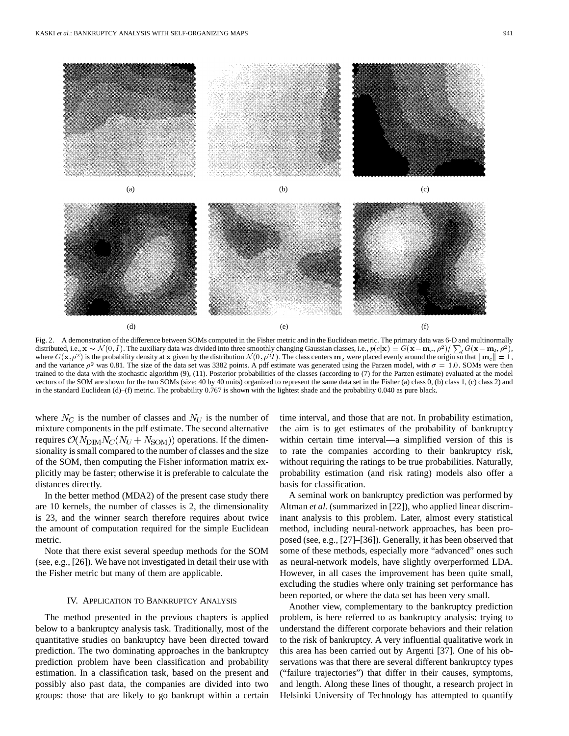(a)

(b)

(c)

(d)

(e)

(f)

Fig. 2. A demonstration of the difference between SOMs computed in the Fisher metric and in the Euclidean metric. The primary data was 6-D and multinormally distributed, i.e., $\mathbf{x} \sim \mathcal{N}(0, I)$. The auxiliary data was divided into three smoothly changing Gaussian classes, i.e., $p(c|\mathbf{x}) = G(\mathbf{x} - \mathbf{m}_c, \rho^2) / \sum_l G(\mathbf{x} - \mathbf{m}_l, \rho^2)$, where $G(\mathbf{x}, \rho^2)$ is the probability density at $\mathbf{x}$ given by the distribution $\mathcal{N}(0, \rho^2 I)$. The class centers $\mathbf{m}_c$ were placed evenly around the origin so that $\|\mathbf{m}_c\| = 1$, and the variance $\rho^2$ was 0.81. The size of the data set was 3382 points. A pdf estimate was generated using the Parzen model, with $\sigma = 1.0$. SOMs were then trained to the data with the stochastic algorithm (9), (11). Posterior probabilities of the classes (according to (7) for the Parzen estimate) evaluated at the model vectors of the SOM are shown for the two SOMs (size: 40 by 40 units) organized to represent the same data set in the Fisher (a) class 0, (b) class 1, (c) class 2) and in the standard Euclidean (d)–(f) metric. The probability 0.767 is shown with the lightest shade and the probability 0.040 as pure black.

where $N_C$ is the number of classes and $N_U$ is the number of mixture components in the pdf estimate. The second alternative requires $\mathcal{O}(N_{\text{DIM}} N_C (N_U + N_{\text{SOM}}))$ operations. If the dimensionality is small compared to the number of classes and the size of the SOM, then computing the Fisher information matrix explicitly may be faster; otherwise it is preferable to calculate the distances directly.

In the better method (MDA2) of the present case study there are 10 kernels, the number of classes is 2, the dimensionality is 23, and the winner search therefore requires about twice the amount of computation required for the simple Euclidean metric.

Note that there exist several speedup methods for the SOM (see, e.g., [26]). We have not investigated in detail their use with the Fisher metric but many of them are applicable.

## IV. Application to Bankruptcy Analysis

The method presented in the previous chapters is applied below to a bankruptcy analysis task. Traditionally, most of the quantitative studies on bankruptcy have been directed toward prediction. The two dominating approaches in the bankruptcy prediction problem have been classification and probability estimation. In a classification task, based on the present and possibly also past data, the companies are divided into two groups: those that are likely to go bankrupt within a certain time interval, and those that are not. In probability estimation, the aim is to get estimates of the probability of bankruptcy within certain time interval—a simplified version of this is to rate the companies according to their bankruptcy risk, without requiring the ratings to be true probabilities. Naturally, probability estimation (and risk rating) models also offer a basis for classification.

A seminal work on bankruptcy prediction was performed by Altman *et al.* (summarized in [22]), who applied linear discriminant analysis to this problem. Later, almost every statistical method, including neural-network approaches, has been proposed (see, e.g., [27]–[36]). Generally, it has been observed that some of these methods, especially more "advanced" ones such as neural-network models, have slightly overperformed LDA. However, in all cases the improvement has been quite small, excluding the studies where only training set performance has been reported, or where the data set has been very small.

Another view, complementary to the bankruptcy prediction problem, is here referred to as bankruptcy analysis: trying to understand the different corporate behaviors and their relation to the risk of bankruptcy. A very influential qualitative work in this area has been carried out by Argenti [37]. One of his observations was that there are several different bankruptcy types ("failure trajectories") that differ in their causes, symptoms, and length. Along these lines of thought, a research project in Helsinki University of Technology has attempted to quantify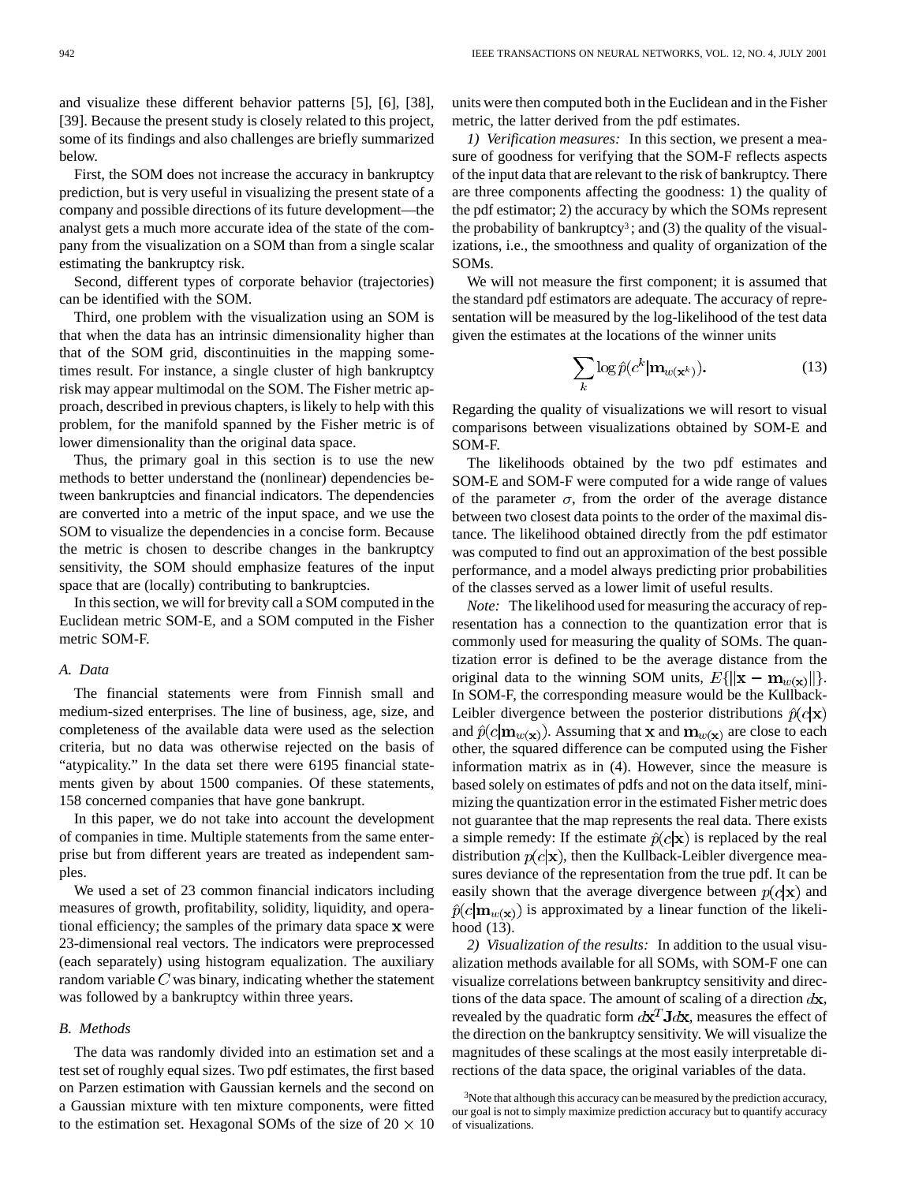and visualize these different behavior patterns [5], [6], [38], [39]. Because the present study is closely related to this project, some of its findings and also challenges are briefly summarized below.

First, the SOM does not increase the accuracy in bankruptcy prediction, but is very useful in visualizing the present state of a company and possible directions of its future development—the analyst gets a much more accurate idea of the state of the company from the visualization on a SOM than from a single scalar estimating the bankruptcy risk.

Second, different types of corporate behavior (trajectories) can be identified with the SOM.

Third, one problem with the visualization using an SOM is that when the data has an intrinsic dimensionality higher than that of the SOM grid, discontinuities in the mapping sometimes result. For instance, a single cluster of high bankruptcy risk may appear multimodal on the SOM. The Fisher metric approach, described in previous chapters, is likely to help with this problem, for the manifold spanned by the Fisher metric is of lower dimensionality than the original data space.

Thus, the primary goal in this section is to use the new methods to better understand the (nonlinear) dependencies between bankruptcies and financial indicators. The dependencies are converted into a metric of the input space, and we use the SOM to visualize the dependencies in a concise form. Because the metric is chosen to describe changes in the bankruptcy sensitivity, the SOM should emphasize features of the input space that are (locally) contributing to bankruptcies.

In this section, we will for brevity call a SOM computed in the Euclidean metric SOM-E, and a SOM computed in the Fisher metric SOM-F.

### A. Data

The financial statements were from Finnish small and medium-sized enterprises. The line of business, age, size, and completeness of the available data were used as the selection criteria, but no data was otherwise rejected on the basis of "atypicality." In the data set there were 6195 financial statements given by about 1500 companies. Of these statements, 158 concerned companies that have gone bankrupt.

In this paper, we do not take into account the development of companies in time. Multiple statements from the same enterprise but from different years are treated as independent samples.

We used a set of 23 common financial indicators including measures of growth, profitability, solidity, liquidity, and operational efficiency; the samples of the primary data space $\mathbf{x}$ were 23-dimensional real vectors. The indicators were preprocessed (each separately) using histogram equalization. The auxiliary random variable $C$ was binary, indicating whether the statement was followed by a bankruptcy within three years.

### B. Methods

The data was randomly divided into an estimation set and a test set of roughly equal sizes. Two pdf estimates, the first based on Parzen estimation with Gaussian kernels and the second on a Gaussian mixture with ten mixture components, were fitted to the estimation set. Hexagonal SOMs of the size of $20 \times 10$ units were then computed both in the Euclidean and in the Fisher metric, the latter derived from the pdf estimates.

*1) Verification measures:* In this section, we present a measure of goodness for verifying that the SOM-F reflects aspects of the input data that are relevant to the risk of bankruptcy. There are three components affecting the goodness: 1) the quality of the pdf estimator; 2) the accuracy by which the SOMs represent the probability of bankruptcy[3]; and (3) the quality of the visualizations, i.e., the smoothness and quality of organization of the SOMs.

We will not measure the first component; it is assumed that the standard pdf estimators are adequate. The accuracy of representation will be measured by the log-likelihood of the test data given the estimates at the locations of the winner units

$$\sum_k \log \hat{p}(c^k | \mathbf{m}_{w(\mathbf{x}^k)}). \tag{13}$$

Regarding the quality of visualizations we will resort to visual comparisons between visualizations obtained by SOM-E and SOM-F.

The likelihoods obtained by the two pdf estimates and SOM-E and SOM-F were computed for a wide range of values of the parameter $\sigma$, from the order of the average distance between two closest data points to the order of the maximal distance. The likelihood obtained directly from the pdf estimator was computed to find out an approximation of the best possible performance, and a model always predicting prior probabilities of the classes served as a lower limit of useful results.

*Note:* The likelihood used for measuring the accuracy of representation has a connection to the quantization error that is commonly used for measuring the quality of SOMs. The quantization error is defined to be the average distance from the original data to the winning SOM units, $E\{\|\mathbf{x} - \mathbf{m}_{w(\mathbf{x})}\|\}$. In SOM-F, the corresponding measure would be the Kullback-Leibler divergence between the posterior distributions $\hat{p}(c|\mathbf{x})$ and $\hat{p}(c|\mathbf{m}_{w(\mathbf{x})})$. Assuming that $\mathbf{x}$ and $\mathbf{m}_{w(\mathbf{x})}$ are close to each other, the squared difference can be computed using the Fisher information matrix as in (4). However, since the measure is based solely on estimates of pdfs and not on the data itself, minimizing the quantization error in the estimated Fisher metric does not guarantee that the map represents the real data. There exists a simple remedy: If the estimate $\hat{p}(c|\mathbf{x})$ is replaced by the real distribution $p(c|\mathbf{x})$, then the Kullback-Leibler divergence measures deviance of the representation from the true pdf. It can be easily shown that the average divergence between $p(c|\mathbf{x})$ and $\hat{p}(c|\mathbf{m}_{w(\mathbf{x})})$ is approximated by a linear function of the likelihood (13).

*2) Visualization of the results:* In addition to the usual visualization methods available for all SOMs, with SOM-F one can visualize correlations between bankruptcy sensitivity and directions of the data space. The amount of scaling of a direction $d\mathbf{x}$, revealed by the quadratic form $d\mathbf{x}^T \mathbf{J} d\mathbf{x}$, measures the effect of the direction on the bankruptcy sensitivity. We will visualize the magnitudes of these scalings at the most easily interpretable directions of the data space, the original variables of the data.

[3]Note that although this accuracy can be measured by the prediction accuracy, our goal is not to simply maximize prediction accuracy but to quantify accuracy of visualizations.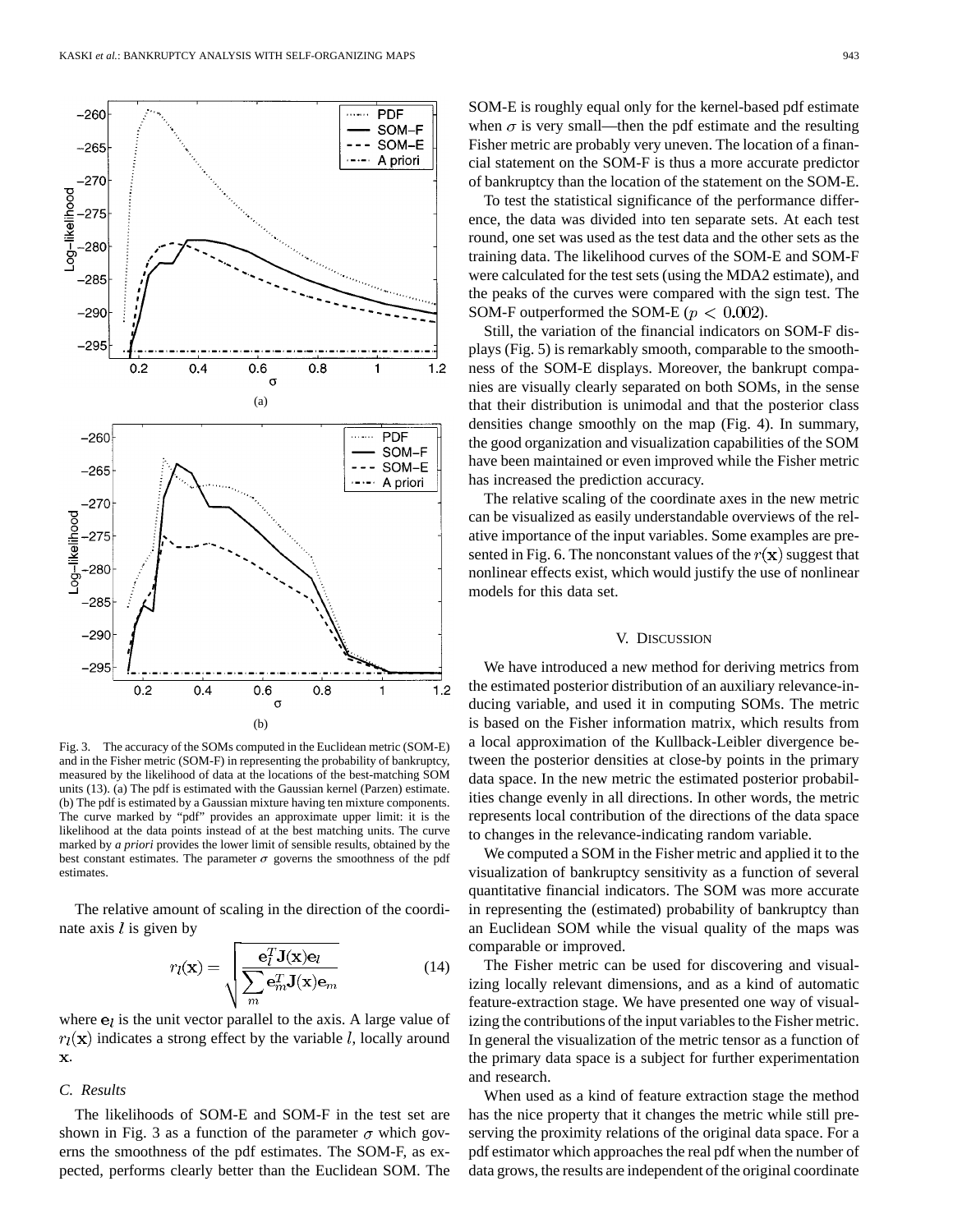-260
-265
-270
-275
-280
-285
-290
-295
Log-likelihood
0.2 0.4 0.6 0.8 1 1.2
σ
PDF
SOM-F
SOM-E
A priori

(a)

-260
-265
-270
-275
-280
-285
-290
-295
Log-likelihood
0.2 0.4 0.6 0.8 1 1.2
σ
PDF
SOM-F
SOM-E
A priori

(b)

Fig. 3. The accuracy of the SOMs computed in the Euclidean metric (SOM-E) and in the Fisher metric (SOM-F) in representing the probability of bankruptcy, measured by the likelihood of data at the locations of the best-matching SOM units (13). (a) The pdf is estimated with the Gaussian kernel (Parzen) estimate. (b) The pdf is estimated by a Gaussian mixture having ten mixture components. The curve marked by "pdf" provides an approximate upper limit: it is the likelihood at the data points instead of at the best matching units. The curve marked by *a priori* provides the lower limit of sensible results, obtained by the best constant estimates. The parameter $\sigma$ governs the smoothness of the pdf estimates.

The relative amount of scaling in the direction of the coordinate axis $l$ is given by

$$r_l(\mathbf{x}) = \sqrt{\frac{\mathbf{e}_l^T \mathbf{J}(\mathbf{x}) \mathbf{e}_l}{\sum_m \mathbf{e}_m^T \mathbf{J}(\mathbf{x}) \mathbf{e}_m}} \tag{14}$$

where $\mathbf{e}_l$ is the unit vector parallel to the axis. A large value of $r_l(\mathbf{x})$ indicates a strong effect by the variable $l$, locally around $\mathbf{x}$.

### C. Results

The likelihoods of SOM-E and SOM-F in the test set are shown in Fig. 3 as a function of the parameter $\sigma$ which governs the smoothness of the pdf estimates. The SOM-F, as expected, performs clearly better than the Euclidean SOM. The SOM-E is roughly equal only for the kernel-based pdf estimate when $\sigma$ is very small—then the pdf estimate and the resulting Fisher metric are probably very uneven. The location of a financial statement on the SOM-F is thus a more accurate predictor of bankruptcy than the location of the statement on the SOM-E.

To test the statistical significance of the performance difference, the data was divided into ten separate sets. At each test round, one set was used as the test data and the other sets as the training data. The likelihood curves of the SOM-E and SOM-F were calculated for the test sets (using the MDA2 estimate), and the peaks of the curves were compared with the sign test. The SOM-F outperformed the SOM-E ($p < 0.002$).

Still, the variation of the financial indicators on SOM-F displays (Fig. 5) is remarkably smooth, comparable to the smoothness of the SOM-E displays. Moreover, the bankrupt companies are visually clearly separated on both SOMs, in the sense that their distribution is unimodal and that the posterior class densities change smoothly on the map (Fig. 4). In summary, the good organization and visualization capabilities of the SOM have been maintained or even improved while the Fisher metric has increased the prediction accuracy.

The relative scaling of the coordinate axes in the new metric can be visualized as easily understandable overviews of the relative importance of the input variables. Some examples are presented in Fig. 6. The nonconstant values of the $r(\mathbf{x})$ suggest that nonlinear effects exist, which would justify the use of nonlinear models for this data set.

## V. Discussion

We have introduced a new method for deriving metrics from the estimated posterior distribution of an auxiliary relevance-inducing variable, and used it in computing SOMs. The metric is based on the Fisher information matrix, which results from a local approximation of the Kullback-Leibler divergence between the posterior densities at close-by points in the primary data space. In the new metric the estimated posterior probabilities change evenly in all directions. In other words, the metric represents local contribution of the directions of the data space to changes in the relevance-indicating random variable.

We computed a SOM in the Fisher metric and applied it to the visualization of bankruptcy sensitivity as a function of several quantitative financial indicators. The SOM was more accurate in representing the (estimated) probability of bankruptcy than an Euclidean SOM while the visual quality of the maps was comparable or improved.

The Fisher metric can be used for discovering and visualizing locally relevant dimensions, and as a kind of automatic feature-extraction stage. We have presented one way of visualizing the contributions of the input variables to the Fisher metric. In general the visualization of the metric tensor as a function of the primary data space is a subject for further experimentation and research.

When used as a kind of feature extraction stage the method has the nice property that it changes the metric while still preserving the proximity relations of the original data space. For a pdf estimator which approaches the real pdf when the number of data grows, the results are independent of the original coordinate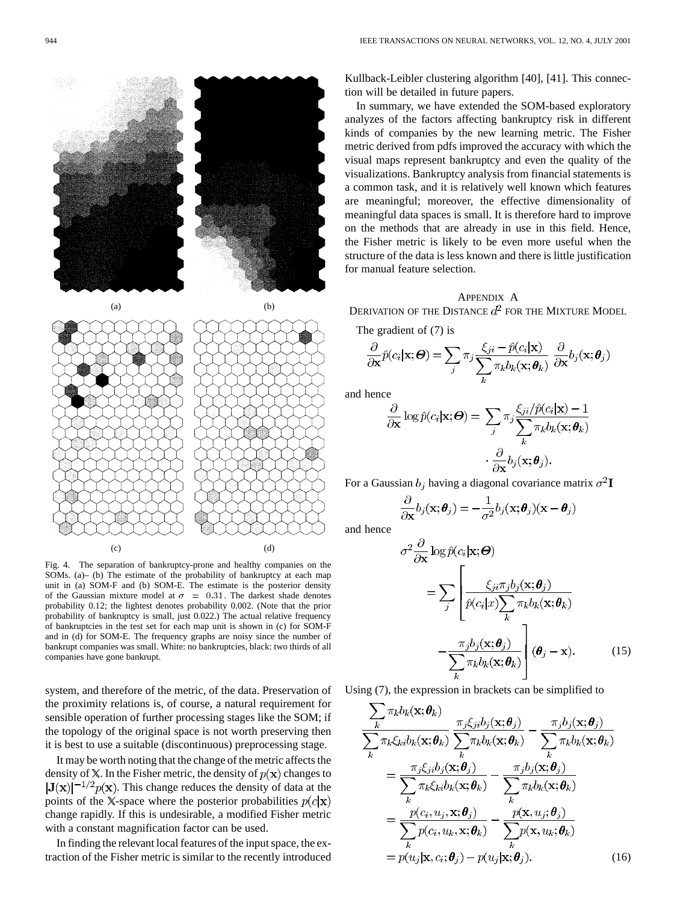(a) (b)

(c) (d)

Fig. 4. The separation of bankruptcy-prone and healthy companies on the SOMs. (a)– (b) The estimate of the probability of bankruptcy at each map unit in (a) SOM-F and (b) SOM-E. The estimate is the posterior density of the Gaussian mixture model at $\sigma = 0.31$. The darkest shade denotes probability 0.12; the lightest denotes probability 0.002. (Note that the prior probability of bankruptcy is small, just 0.022.) The actual relative frequency of bankruptcies in the test set for each map unit is shown in (c) for SOM-F and in (d) for SOM-E. The frequency graphs are noisy since the number of bankrupt companies was small. White: no bankruptcies, black: two thirds of all companies have gone bankrupt.

system, and therefore of the metric, of the data. Preservation of the proximity relations is, of course, a natural requirement for sensible operation of further processing stages like the SOM; if the topology of the original space is not worth preserving then it is best to use a suitable (discontinuous) preprocessing stage.

It may be worth noting that the change of the metric affects the density of $\mathbb{X}$. In the Fisher metric, the density of $p(\mathbf{x})$ changes to $|\mathbf{J}(\mathbf{x})|^{-1/2}p(\mathbf{x})$. This change reduces the density of data at the points of the $\mathbb{X}$-space where the posterior probabilities $p(c|\mathbf{x})$ change rapidly. If this is undesirable, a modified Fisher metric with a constant magnification factor can be used.

In finding the relevant local features of the input space, the extraction of the Fisher metric is similar to the recently introduced Kullback-Leibler clustering algorithm [40], [41]. This connection will be detailed in future papers.

In summary, we have extended the SOM-based exploratory analyzes of the factors affecting bankruptcy risk in different kinds of companies by the new learning metric. The Fisher metric derived from pdfs improved the accuracy with which the visual maps represent bankruptcy and even the quality of the visualizations. Bankruptcy analysis from financial statements is a common task, and it is relatively well known which features are meaningful; moreover, the effective dimensionality of meaningful data spaces is small. It is therefore hard to improve on the methods that are already in use in this field. Hence, the Fisher metric is likely to be even more useful when the structure of the data is less known and there is little justification for manual feature selection.

## Appendix A
## Derivation of the Distance $d^2$ for the Mixture Model

The gradient of (7) is

$$\frac{\partial}{\partial \mathbf{x}}\hat{p}(c_i|\mathbf{x};\boldsymbol{\Theta}) = \sum_j \pi_j \frac{\xi_{ji} - \hat{p}(c_i|\mathbf{x})}{\sum_k \pi_k b_k(\mathbf{x};\boldsymbol{\theta}_k)} \frac{\partial}{\partial \mathbf{x}} b_j(\mathbf{x};\boldsymbol{\theta}_j)$$

and hence

$$\frac{\partial}{\partial \mathbf{x}}\log\hat{p}(c_i|\mathbf{x};\boldsymbol{\Theta}) = \sum_j \pi_j \frac{\xi_{ji}/\hat{p}(c_i|\mathbf{x}) - 1}{\sum_k \pi_k b_k(\mathbf{x};\boldsymbol{\theta}_k)} \cdot \frac{\partial}{\partial \mathbf{x}} b_j(\mathbf{x};\boldsymbol{\theta}_j).$$

For a Gaussian $b_j$ having a diagonal covariance matrix $\sigma^2\mathbf{I}$

$$\frac{\partial}{\partial \mathbf{x}} b_j(\mathbf{x};\boldsymbol{\theta}_j) = -\frac{1}{\sigma^2} b_j(\mathbf{x};\boldsymbol{\theta}_j)(\mathbf{x} - \boldsymbol{\theta}_j)$$

and hence

$$\sigma^2 \frac{\partial}{\partial \mathbf{x}}\log\hat{p}(c_i|\mathbf{x};\boldsymbol{\Theta}) = \sum_j \left[ \frac{\xi_{ji}\pi_j b_j(\mathbf{x};\boldsymbol{\theta}_j)}{\hat{p}(c_i|x)\sum_k \pi_k b_k(\mathbf{x};\boldsymbol{\theta}_k)} - \frac{\pi_j b_j(\mathbf{x};\boldsymbol{\theta}_j)}{\sum_k \pi_k b_k(\mathbf{x};\boldsymbol{\theta}_k)} \right] (\boldsymbol{\theta}_j - \mathbf{x}). \tag{15}$$

Using (7), the expression in brackets can be simplified to

$$\begin{aligned}
&\frac{\sum_k \pi_k b_k(\mathbf{x};\boldsymbol{\theta}_k)}{\sum_k \pi_k \xi_{ki} b_k(\mathbf{x};\boldsymbol{\theta}_k)} \frac{\pi_j \xi_{ji} b_j(\mathbf{x};\boldsymbol{\theta}_j)}{\sum_k \pi_k b_k(\mathbf{x};\boldsymbol{\theta}_k)} - \frac{\pi_j b_j(\mathbf{x};\boldsymbol{\theta}_j)}{\sum_k \pi_k b_k(\mathbf{x};\boldsymbol{\theta}_k)} \\
&= \frac{\pi_j \xi_{ji} b_j(\mathbf{x};\boldsymbol{\theta}_j)}{\sum_k \pi_k \xi_{ki} b_k(\mathbf{x};\boldsymbol{\theta}_k)} - \frac{\pi_j b_j(\mathbf{x};\boldsymbol{\theta}_j)}{\sum_k \pi_k b_k(\mathbf{x};\boldsymbol{\theta}_k)} \\
&= \frac{p(c_i, u_j, \mathbf{x};\boldsymbol{\theta}_j)}{\sum_k p(c_i, u_k, \mathbf{x};\boldsymbol{\theta}_k)} - \frac{p(\mathbf{x}, u_j;\boldsymbol{\theta}_j)}{\sum_k p(\mathbf{x}, u_k;\boldsymbol{\theta}_k)} \\
&= p(u_j|\mathbf{x}, c_i;\boldsymbol{\theta}_j) - p(u_j|\mathbf{x};\boldsymbol{\theta}_j).
\end{aligned} \tag{16}$$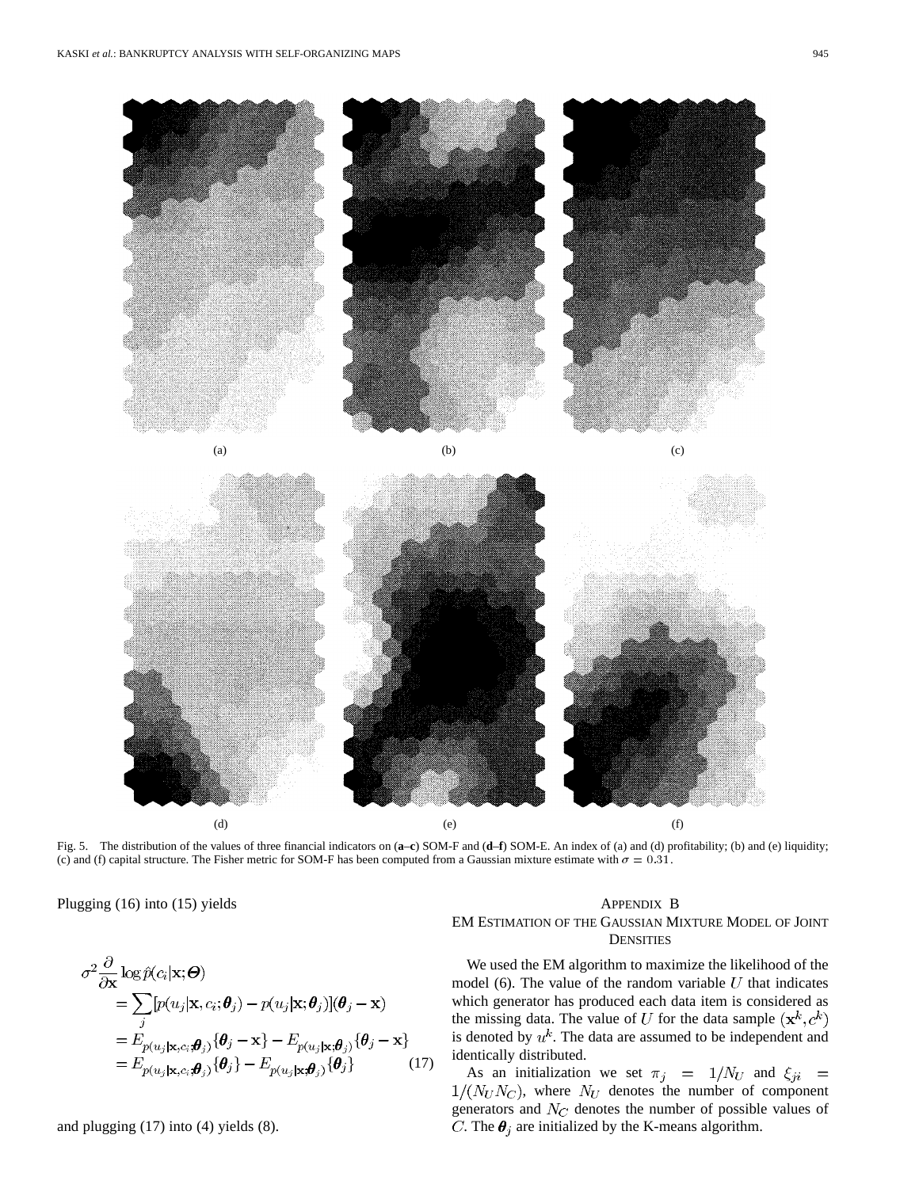(a)

(b)

(c)

(d)

(e)

(f)

Fig. 5. The distribution of the values of three financial indicators on (**a–c**) SOM-F and (**d–f**) SOM-E. An index of (a) and (d) profitability; (b) and (e) liquidity; (c) and (f) capital structure. The Fisher metric for SOM-F has been computed from a Gaussian mixture estimate with $\sigma = 0.31$.

Plugging (16) into (15) yields

$$
\begin{aligned}
\sigma^2 \frac{\partial}{\partial \mathbf{x}} \log \hat{p}(c_i|\mathbf{x};\boldsymbol{\Theta})
&= \sum_j [p(u_j|\mathbf{x}, c_i; \boldsymbol{\theta}_j) - p(u_j|\mathbf{x};\boldsymbol{\theta}_j)](\boldsymbol{\theta}_j - \mathbf{x}) \\
&= E_{p(u_j|\mathbf{x},c_i;\boldsymbol{\theta}_j)}\{\boldsymbol{\theta}_j - \mathbf{x}\} - E_{p(u_j|\mathbf{x};\boldsymbol{\theta}_j)}\{\boldsymbol{\theta}_j - \mathbf{x}\} \\
&= E_{p(u_j|\mathbf{x},c_i;\boldsymbol{\theta}_j)}\{\boldsymbol{\theta}_j\} - E_{p(u_j|\mathbf{x};\boldsymbol{\theta}_j)}\{\boldsymbol{\theta}_j\} \qquad (17)
\end{aligned}
$$

and plugging (17) into (4) yields (8).

## Appendix B
## EM Estimation of the Gaussian Mixture Model of Joint Densities

We used the EM algorithm to maximize the likelihood of the model (6). The value of the random variable $U$ that indicates which generator has produced each data item is considered as the missing data. The value of $U$ for the data sample $(\mathbf{x}^k, c^k)$ is denoted by $u^k$. The data are assumed to be independent and identically distributed.

As an initialization we set $\pi_j = 1/N_U$ and $\xi_{ji} = 1/(N_U N_C)$, where $N_U$ denotes the number of component generators and $N_C$ denotes the number of possible values of $C$. The $\boldsymbol{\theta}_j$ are initialized by the K-means algorithm.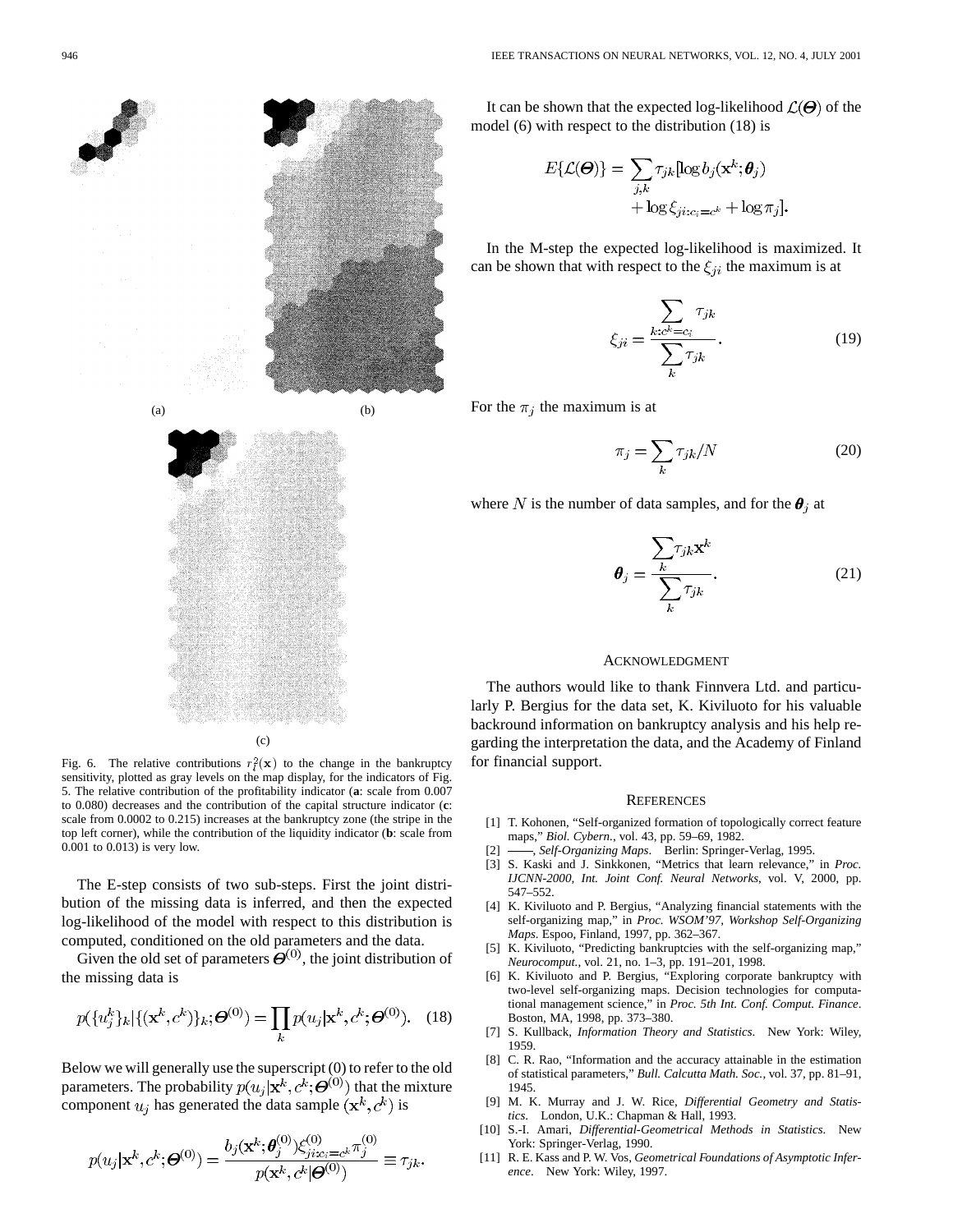Fig. 6. The relative contributions $r_i^2(\mathbf{x})$ to the change in the bankruptcy sensitivity, plotted as gray levels on the map display, for the indicators of Fig. 5. The relative contribution of the profitability indicator (**a**: scale from 0.007 to 0.080) decreases and the contribution of the capital structure indicator (**c**: scale from 0.0002 to 0.215) increases at the bankruptcy zone (the stripe in the top left corner), while the contribution of the liquidity indicator (**b**: scale from 0.001 to 0.013) is very low.

The E-step consists of two sub-steps. First the joint distribution of the missing data is inferred, and then the expected log-likelihood of the model with respect to this distribution is computed, conditioned on the old parameters and the data.

Given the old set of parameters $\boldsymbol{\Theta}^{(0)}$, the joint distribution of the missing data is

$$p(\{u_j^k\}_k | \{(\mathbf{x}^k, c^k)\}_k; \boldsymbol{\Theta}^{(0)}) = \prod_k p(u_j | \mathbf{x}^k, c^k; \boldsymbol{\Theta}^{(0)}). \quad (18)$$

Below we will generally use the superscript (0) to refer to the old parameters. The probability $p(u_j | \mathbf{x}^k, c^k; \boldsymbol{\Theta}^{(0)})$ that the mixture component $u_j$ has generated the data sample $(\mathbf{x}^k, c^k)$ is

$$p(u_j | \mathbf{x}^k, c^k; \boldsymbol{\Theta}^{(0)}) = \frac{b_j(\mathbf{x}^k; \boldsymbol{\theta}_j^{(0)}) \xi_{ji:c_i=c^k}^{(0)} \pi_j^{(0)}}{p(\mathbf{x}^k, c^k | \boldsymbol{\Theta}^{(0)})} \equiv \tau_{jk}.$$

It can be shown that the expected log-likelihood $\mathcal{L}(\boldsymbol{\Theta})$ of the model (6) with respect to the distribution (18) is

$$E\{\mathcal{L}(\boldsymbol{\Theta})\} = \sum_{j,k} \tau_{jk} [\log b_j(\mathbf{x}^k; \boldsymbol{\theta}_j) + \log \xi_{ji:c_i=c^k} + \log \pi_j].$$

In the M-step the expected log-likelihood is maximized. It can be shown that with respect to the $\xi_{ji}$ the maximum is at

$$\xi_{ji} = \frac{\sum_{k:c^k=c_i} \tau_{jk}}{\sum_k \tau_{jk}}. \quad (19)$$

For the $\pi_j$ the maximum is at

$$\pi_j = \sum_k \tau_{jk} / N \quad (20)$$

where $N$ is the number of data samples, and for the $\boldsymbol{\theta}_j$ at

$$\boldsymbol{\theta}_j = \frac{\sum_k \tau_{jk} \mathbf{x}^k}{\sum_k \tau_{jk}}. \quad (21)$$

## Acknowledgment

The authors would like to thank Finnvera Ltd. and particularly P. Bergius for the data set, K. Kiviluoto for his valuable backround information on bankruptcy analysis and his help regarding the interpretation the data, and the Academy of Finland for financial support.

## References

[1] T. Kohonen, "Self-organized formation of topologically correct feature maps," *Biol. Cybern.*, vol. 43, pp. 59–69, 1982.

[2] ——, *Self-Organizing Maps*. Berlin: Springer-Verlag, 1995.

[3] S. Kaski and J. Sinkkonen, "Metrics that learn relevance," in *Proc. IJCNN-2000, Int. Joint Conf. Neural Networks*, vol. V, 2000, pp. 547–552.

[4] K. Kiviluoto and P. Bergius, "Analyzing financial statements with the self-organizing map," in *Proc. WSOM'97, Workshop Self-Organizing Maps*. Espoo, Finland, 1997, pp. 362–367.

[5] K. Kiviluoto, "Predicting bankruptcies with the self-organizing map," *Neurocomput.*, vol. 21, no. 1–3, pp. 191–201, 1998.

[6] K. Kiviluoto and P. Bergius, "Exploring corporate bankruptcy with two-level self-organizing maps. Decision technologies for computational management science," in *Proc. 5th Int. Conf. Comput. Finance*. Boston, MA, 1998, pp. 373–380.

[7] S. Kullback, *Information Theory and Statistics*. New York: Wiley, 1959.

[8] C. R. Rao, "Information and the accuracy attainable in the estimation of statistical parameters," *Bull. Calcutta Math. Soc.*, vol. 37, pp. 81–91, 1945.

[9] M. K. Murray and J. W. Rice, *Differential Geometry and Statistics*. London, U.K.: Chapman & Hall, 1993.

[10] S.-I. Amari, *Differential-Geometrical Methods in Statistics*. New York: Springer-Verlag, 1990.

[11] R. E. Kass and P. W. Vos, *Geometrical Foundations of Asymptotic Inference*. New York: Wiley, 1997.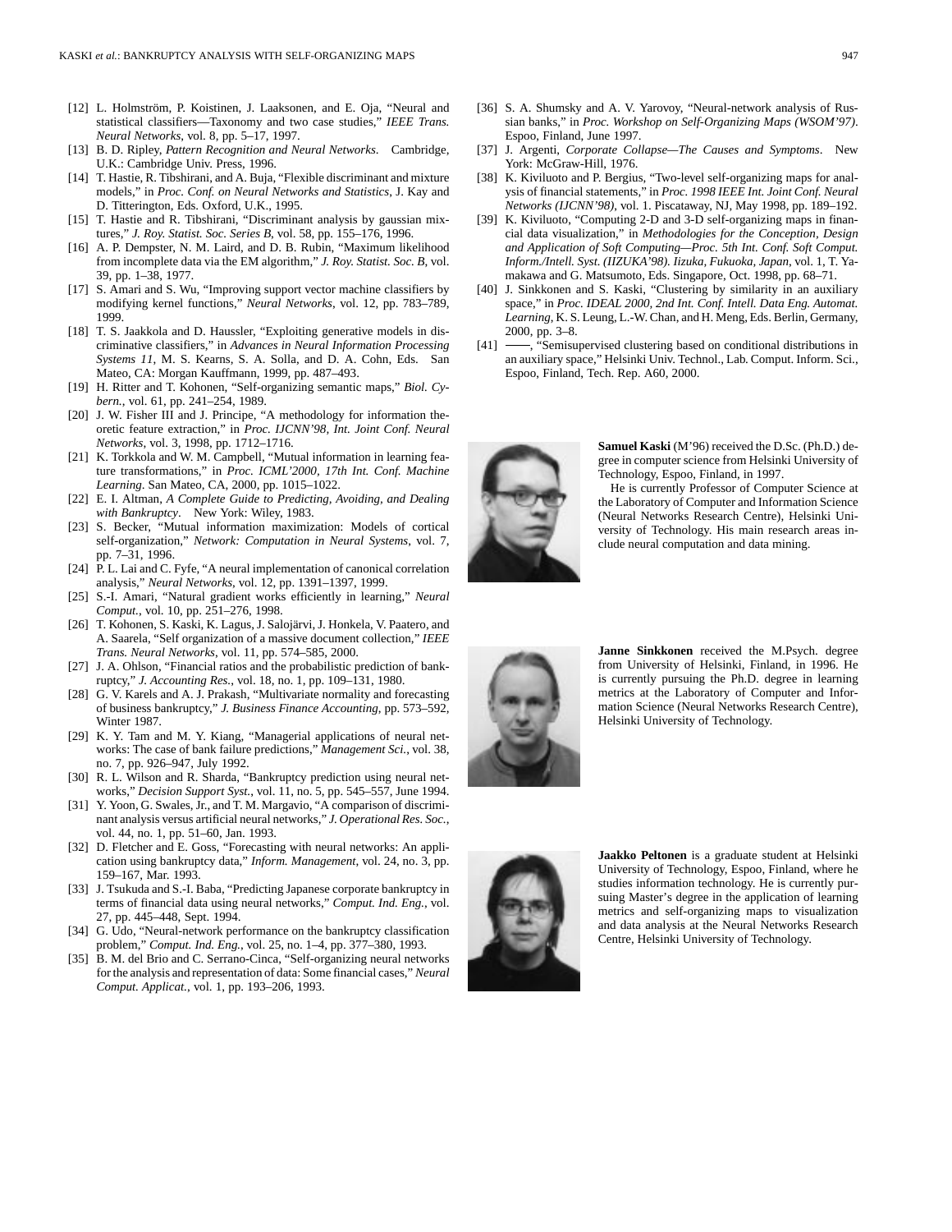[12] L. Holmström, P. Koistinen, J. Laaksonen, and E. Oja, "Neural and statistical classifiers—Taxonomy and two case studies," *IEEE Trans. Neural Networks*, vol. 8, pp. 5–17, 1997.

[13] B. D. Ripley, *Pattern Recognition and Neural Networks*. Cambridge, U.K.: Cambridge Univ. Press, 1996.

[14] T. Hastie, R. Tibshirani, and A. Buja, "Flexible discriminant and mixture models," in *Proc. Conf. on Neural Networks and Statistics*, J. Kay and D. Titterington, Eds. Oxford, U.K., 1995.

[15] T. Hastie and R. Tibshirani, "Discriminant analysis by gaussian mixtures," *J. Roy. Statist. Soc. Series B*, vol. 58, pp. 155–176, 1996.

[16] A. P. Dempster, N. M. Laird, and D. B. Rubin, "Maximum likelihood from incomplete data via the EM algorithm," *J. Roy. Statist. Soc. B*, vol. 39, pp. 1–38, 1977.

[17] S. Amari and S. Wu, "Improving support vector machine classifiers by modifying kernel functions," *Neural Networks*, vol. 12, pp. 783–789, 1999.

[18] T. S. Jaakkola and D. Haussler, "Exploiting generative models in discriminative classifiers," in *Advances in Neural Information Processing Systems 11*, M. S. Kearns, S. A. Solla, and D. A. Cohn, Eds. San Mateo, CA: Morgan Kauffmann, 1999, pp. 487–493.

[19] H. Ritter and T. Kohonen, "Self-organizing semantic maps," *Biol. Cybern.*, vol. 61, pp. 241–254, 1989.

[20] J. W. Fisher III and J. Principe, "A methodology for information theoretic feature extraction," in *Proc. IJCNN'98, Int. Joint Conf. Neural Networks*, vol. 3, 1998, pp. 1712–1716.

[21] K. Torkkola and W. M. Campbell, "Mutual information in learning feature transformations," in *Proc. ICML'2000, 17th Int. Conf. Machine Learning*. San Mateo, CA, 2000, pp. 1015–1022.

[22] E. I. Altman, *A Complete Guide to Predicting, Avoiding, and Dealing with Bankruptcy*. New York: Wiley, 1983.

[23] S. Becker, "Mutual information maximization: Models of cortical self-organization," *Network: Computation in Neural Systems*, vol. 7, pp. 7–31, 1996.

[24] P. L. Lai and C. Fyfe, "A neural implementation of canonical correlation analysis," *Neural Networks*, vol. 12, pp. 1391–1397, 1999.

[25] S.-I. Amari, "Natural gradient works efficiently in learning," *Neural Comput.*, vol. 10, pp. 251–276, 1998.

[26] T. Kohonen, S. Kaski, K. Lagus, J. Salojärvi, J. Honkela, V. Paatero, and A. Saarela, "Self organization of a massive document collection," *IEEE Trans. Neural Networks*, vol. 11, pp. 574–585, 2000.

[27] J. A. Ohlson, "Financial ratios and the probabilistic prediction of bankruptcy," *J. Accounting Res.*, vol. 18, no. 1, pp. 109–131, 1980.

[28] G. V. Karels and A. J. Prakash, "Multivariate normality and forecasting of business bankruptcy," *J. Business Finance Accounting*, pp. 573–592, Winter 1987.

[29] K. Y. Tam and M. Y. Kiang, "Managerial applications of neural networks: The case of bank failure predictions," *Management Sci.*, vol. 38, no. 7, pp. 926–947, July 1992.

[30] R. L. Wilson and R. Sharda, "Bankruptcy prediction using neural networks," *Decision Support Syst.*, vol. 11, no. 5, pp. 545–557, June 1994.

[31] Y. Yoon, G. Swales, Jr., and T. M. Margavio, "A comparison of discriminant analysis versus artificial neural networks," *J. Operational Res. Soc.*, vol. 44, no. 1, pp. 51–60, Jan. 1993.

[32] D. Fletcher and E. Goss, "Forecasting with neural networks: An application using bankruptcy data," *Inform. Management*, vol. 24, no. 3, pp. 159–167, Mar. 1993.

[33] J. Tsukuda and S.-I. Baba, "Predicting Japanese corporate bankruptcy in terms of financial data using neural networks," *Comput. Ind. Eng.*, vol. 27, pp. 445–448, Sept. 1994.

[34] G. Udo, "Neural-network performance on the bankruptcy classification problem," *Comput. Ind. Eng.*, vol. 25, no. 1–4, pp. 377–380, 1993.

[35] B. M. del Brio and C. Serrano-Cinca, "Self-organizing neural networks for the analysis and representation of data: Some financial cases," *Neural Comput. Applicat.*, vol. 1, pp. 193–206, 1993.

[36] S. A. Shumsky and A. V. Yarovoy, "Neural-network analysis of Russian banks," in *Proc. Workshop on Self-Organizing Maps (WSOM'97)*. Espoo, Finland, June 1997.

[37] J. Argenti, *Corporate Collapse—The Causes and Symptoms*. New York: McGraw-Hill, 1976.

[38] K. Kiviluoto and P. Bergius, "Two-level self-organizing maps for analysis of financial statements," in *Proc. 1998 IEEE Int. Joint Conf. Neural Networks (IJCNN'98)*, vol. 1. Piscataway, NJ, May 1998, pp. 189–192.

[39] K. Kiviluoto, "Computing 2-D and 3-D self-organizing maps in financial data visualization," in *Methodologies for the Conception, Design and Application of Soft Computing—Proc. 5th Int. Conf. Soft Comput. Inform./Intell. Syst. (IIZUKA'98). Iizuka, Fukuoka, Japan*, vol. 1, T. Yamakawa and G. Matsumoto, Eds. Singapore, Oct. 1998, pp. 68–71.

[40] J. Sinkkonen and S. Kaski, "Clustering by similarity in an auxiliary space," in *Proc. IDEAL 2000, 2nd Int. Conf. Intell. Data Eng. Automat. Learning*, K. S. Leung, L.-W. Chan, and H. Meng, Eds. Berlin, Germany, 2000, pp. 3–8.

[41] ——, "Semisupervised clustering based on conditional distributions in an auxiliary space," Helsinki Univ. Technol., Lab. Comput. Inform. Sci., Espoo, Finland, Tech. Rep. A60, 2000.

**Samuel Kaski** (M'96) received the D.Sc. (Ph.D.) degree in computer science from Helsinki University of Technology, Espoo, Finland, in 1997.

He is currently Professor of Computer Science at the Laboratory of Computer and Information Science (Neural Networks Research Centre), Helsinki University of Technology. His main research areas include neural computation and data mining.

**Janne Sinkkonen** received the M.Psych. degree from University of Helsinki, Finland, in 1996. He is currently pursuing the Ph.D. degree in learning metrics at the Laboratory of Computer and Information Science (Neural Networks Research Centre), Helsinki University of Technology.

**Jaakko Peltonen** is a graduate student at Helsinki University of Technology, Espoo, Finland, where he studies information technology. He is currently pursuing Master's degree in the application of learning metrics and self-organizing maps to visualization and data analysis at the Neural Networks Research Centre, Helsinki University of Technology.